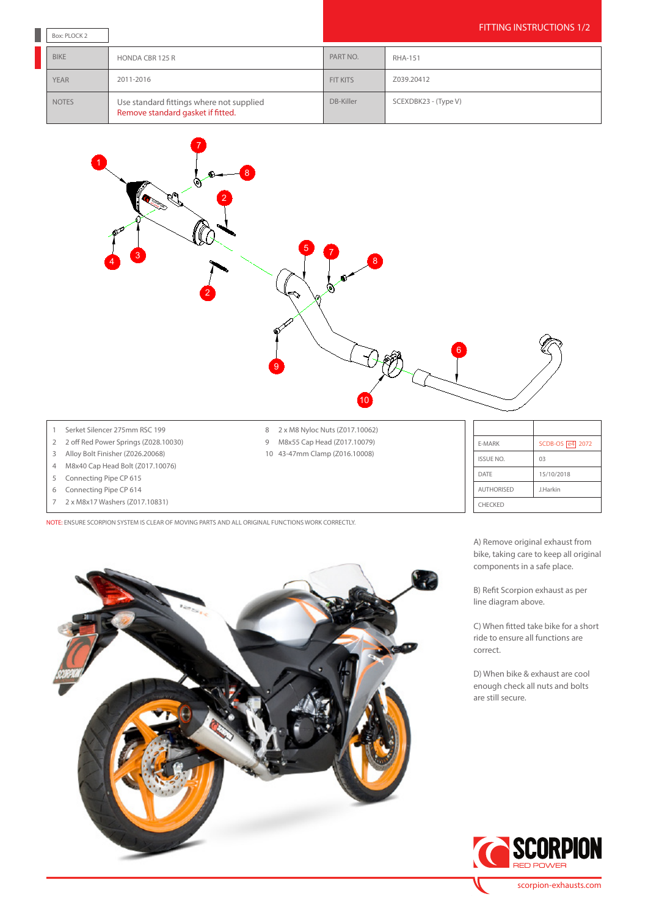Box: PLOCK 2

# FITTING INSTRUCTIONS 1/2

| BIKE | HONDA CBR 125 R | PART NO. | RHA-151 |
|---|---|---|---|
| YEAR | 2011-2016 | FIT KITS | Z039.20412 |
| NOTES | Use standard fittings where not supplied<br>Remove standard gasket if fitted. | DB-Killer | SCEXDBK23 - (Type V) |

1. Serket Silencer 275mm RSC 199
2. 2 off Red Power Springs (Z028.10030)
3. Alloy Bolt Finisher (Z026.20068)
4. M8x40 Cap Head Bolt (Z017.10076)
5. Connecting Pipe CP 615
6. Connecting Pipe CP 614
7. 2 x M8x17 Washers (Z017.10831)
8. 2 x M8 Nyloc Nuts (Z017.10062)
9. M8x55 Cap Head (Z017.10079)
10. 43-47mm Clamp (Z016.10008)

| | |
|---|---|
| E-MARK | SCDB-OS e4 2072 |
| ISSUE NO. | 03 |
| DATE | 15/10/2018 |
| AUTHORISED | J.Harkin |
| CHECKED | |

NOTE: ENSURE SCORPION SYSTEM IS CLEAR OF MOVING PARTS AND ALL ORIGINAL FUNCTIONS WORK CORRECTLY.

A) Remove original exhaust from bike, taking care to keep all original components in a safe place.

B) Refit Scorpion exhaust as per line diagram above.

C) When fitted take bike for a short ride to ensure all functions are correct.

D) When bike & exhaust are cool enough check all nuts and bolts are still secure.

SCORPION RED POWER

scorpion-exhausts.com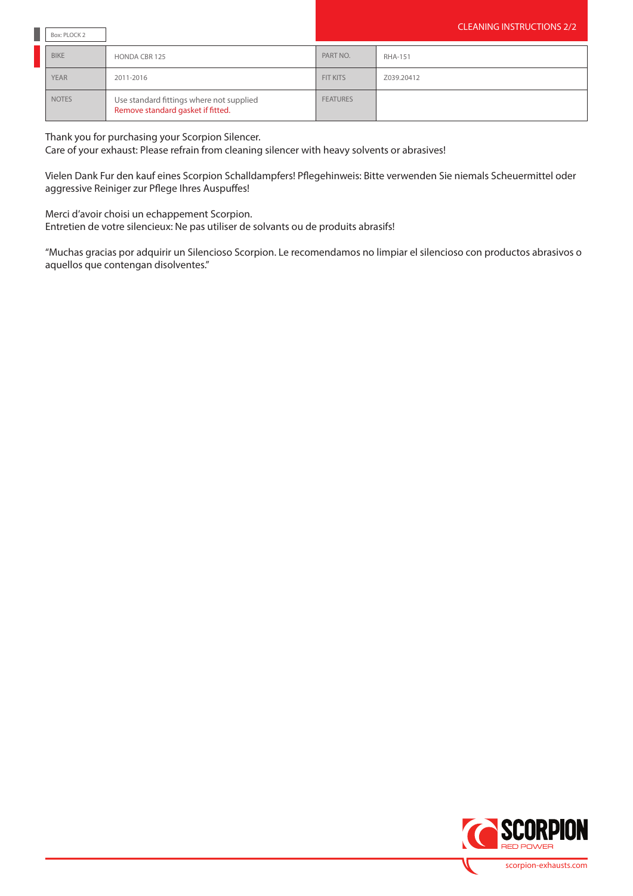Box: PLOCK 2

CLEANING INSTRUCTIONS 2/2

| | | | |
|---|---|---|---|
| BIKE | HONDA CBR 125 | PART NO. | RHA-151 |
| YEAR | 2011-2016 | FIT KITS | Z039.20412 |
| NOTES | Use standard fittings where not supplied<br>Remove standard gasket if fitted. | FEATURES | |

Thank you for purchasing your Scorpion Silencer.
Care of your exhaust: Please refrain from cleaning silencer with heavy solvents or abrasives!

Vielen Dank Fur den kauf eines Scorpion Schalldampfers! Pflegehinweis: Bitte verwenden Sie niemals Scheuermittel oder aggressive Reiniger zur Pflege Ihres Auspuffes!

Merci d'avoir choisi un echappement Scorpion.
Entretien de votre silencieux: Ne pas utiliser de solvants ou de produits abrasifs!

"Muchas gracias por adquirir un Silencioso Scorpion. Le recomendamos no limpiar el silencioso con productos abrasivos o aquellos que contengan disolventes."

SCORPION
RED POWER

scorpion-exhausts.com